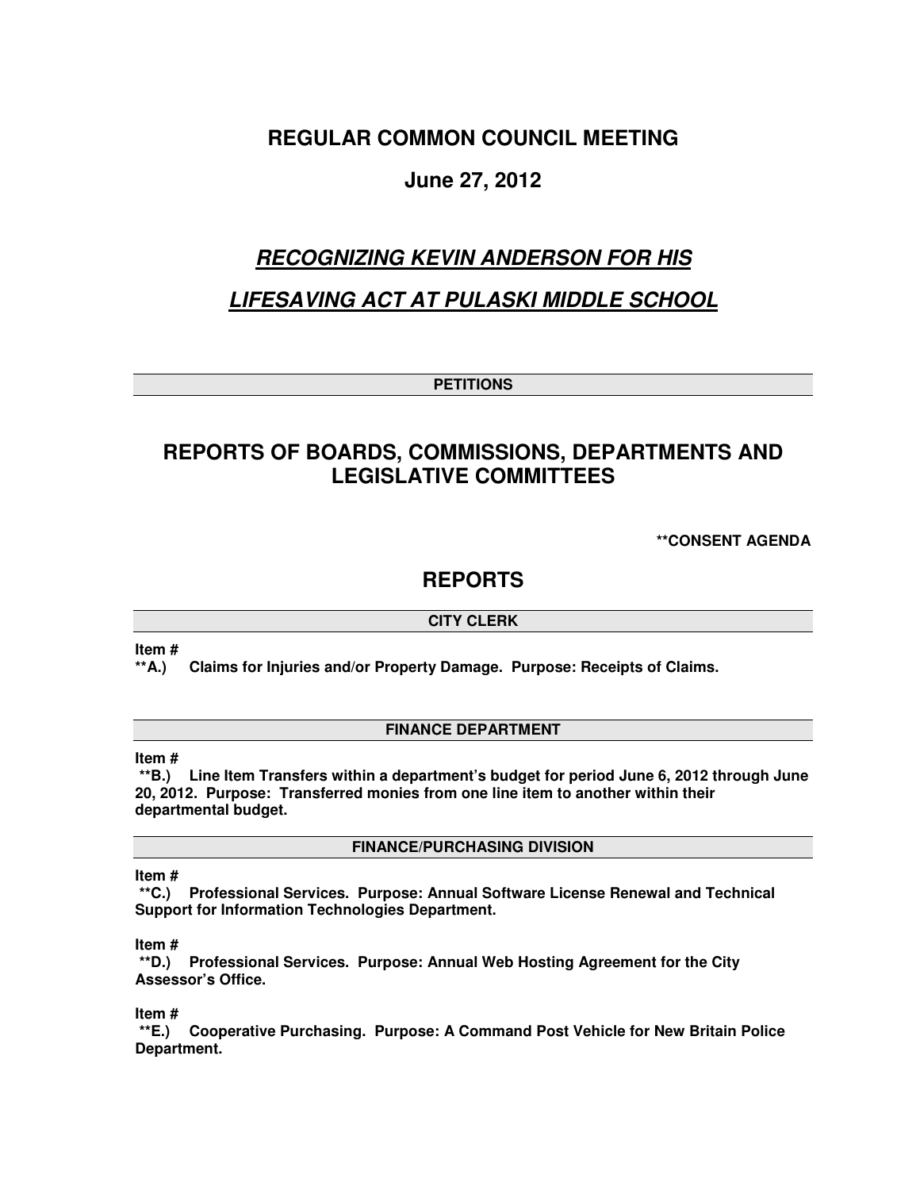# REGULAR COMMON COUNCIL MEETING

## June 27, 2012

## ***RECOGNIZING KEVIN ANDERSON FOR HIS LIFESAVING ACT AT PULASKI MIDDLE SCHOOL***

### PETITIONS

## REPORTS OF BOARDS, COMMISSIONS, DEPARTMENTS AND LEGISLATIVE COMMITTEES

**\*\*CONSENT AGENDA**

## REPORTS

### CITY CLERK

**Item #**
**\*\*A.) Claims for Injuries and/or Property Damage. Purpose: Receipts of Claims.**

### FINANCE DEPARTMENT

**Item #**
**\*\*B.) Line Item Transfers within a department's budget for period June 6, 2012 through June 20, 2012. Purpose: Transferred monies from one line item to another within their departmental budget.**

### FINANCE/PURCHASING DIVISION

**Item #**
**\*\*C.) Professional Services. Purpose: Annual Software License Renewal and Technical Support for Information Technologies Department.**

**Item #**
**\*\*D.) Professional Services. Purpose: Annual Web Hosting Agreement for the City Assessor's Office.**

**Item #**
**\*\*E.) Cooperative Purchasing. Purpose: A Command Post Vehicle for New Britain Police Department.**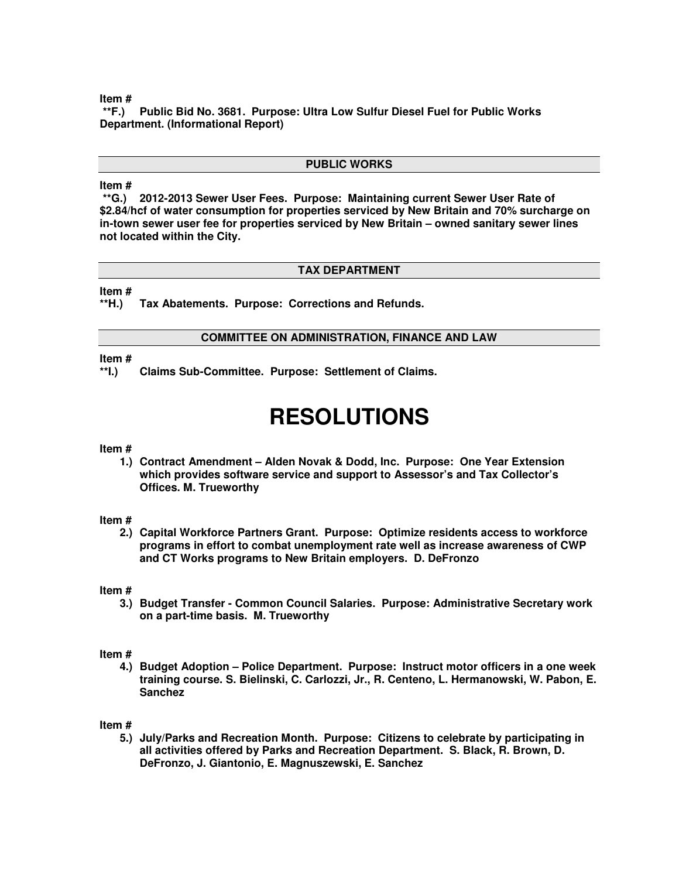**Item #**

**\*\*F.) Public Bid No. 3681. Purpose: Ultra Low Sulfur Diesel Fuel for Public Works Department. (Informational Report)**

## PUBLIC WORKS

**Item #**

**\*\*G.) 2012-2013 Sewer User Fees. Purpose: Maintaining current Sewer User Rate of $2.84/hcf of water consumption for properties serviced by New Britain and 70% surcharge on in-town sewer user fee for properties serviced by New Britain – owned sanitary sewer lines not located within the City.**

## TAX DEPARTMENT

**Item #**

**\*\*H.) Tax Abatements. Purpose: Corrections and Refunds.**

## COMMITTEE ON ADMINISTRATION, FINANCE AND LAW

**Item #**

**\*\*I.) Claims Sub-Committee. Purpose: Settlement of Claims.**

# RESOLUTIONS

**Item #**

**1.) Contract Amendment – Alden Novak & Dodd, Inc. Purpose: One Year Extension which provides software service and support to Assessor's and Tax Collector's Offices. M. Trueworthy**

**Item #**

**2.) Capital Workforce Partners Grant. Purpose: Optimize residents access to workforce programs in effort to combat unemployment rate well as increase awareness of CWP and CT Works programs to New Britain employers. D. DeFronzo**

**Item #**

**3.) Budget Transfer - Common Council Salaries. Purpose: Administrative Secretary work on a part-time basis. M. Trueworthy**

**Item #**

**4.) Budget Adoption – Police Department. Purpose: Instruct motor officers in a one week training course. S. Bielinski, C. Carlozzi, Jr., R. Centeno, L. Hermanowski, W. Pabon, E. Sanchez**

**Item #**

**5.) July/Parks and Recreation Month. Purpose: Citizens to celebrate by participating in all activities offered by Parks and Recreation Department. S. Black, R. Brown, D. DeFronzo, J. Giantonio, E. Magnuszewski, E. Sanchez**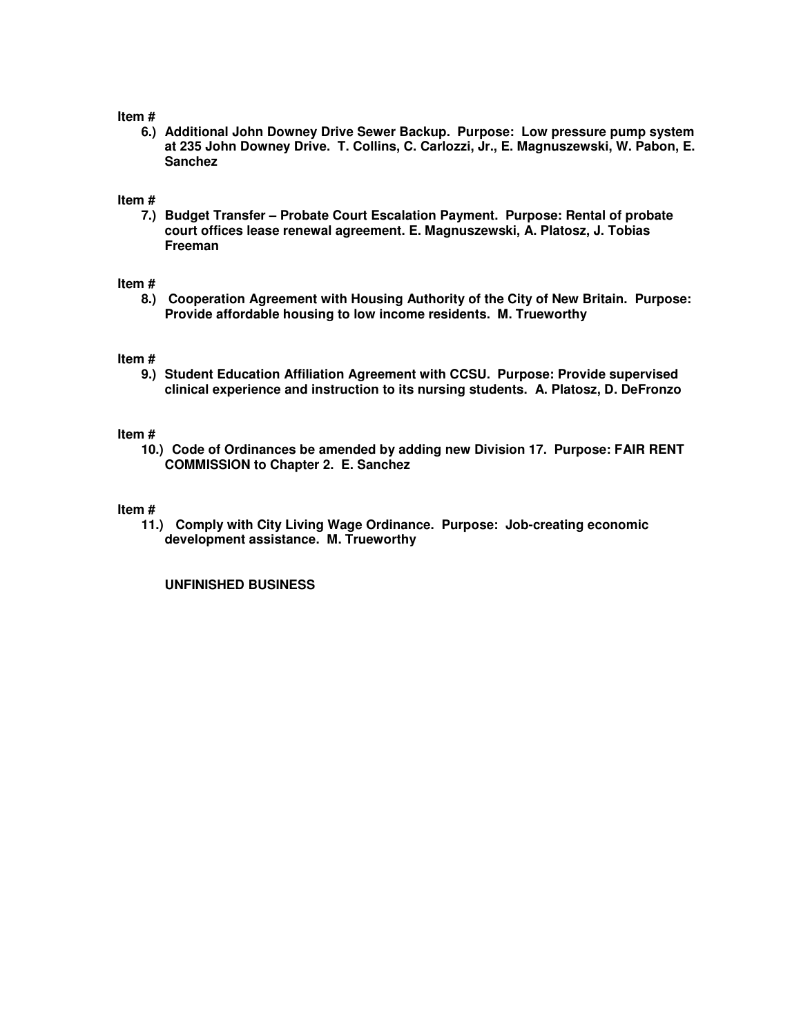**Item #**

6.) **Additional John Downey Drive Sewer Backup. Purpose: Low pressure pump system at 235 John Downey Drive. T. Collins, C. Carlozzi, Jr., E. Magnuszewski, W. Pabon, E. Sanchez**

**Item #**

7.) **Budget Transfer – Probate Court Escalation Payment. Purpose: Rental of probate court offices lease renewal agreement. E. Magnuszewski, A. Platosz, J. Tobias Freeman**

**Item #**

8.) **Cooperation Agreement with Housing Authority of the City of New Britain. Purpose: Provide affordable housing to low income residents. M. Trueworthy**

**Item #**

9.) **Student Education Affiliation Agreement with CCSU. Purpose: Provide supervised clinical experience and instruction to its nursing students. A. Platosz, D. DeFronzo**

**Item #**

10.) **Code of Ordinances be amended by adding new Division 17. Purpose: FAIR RENT COMMISSION to Chapter 2. E. Sanchez**

**Item #**

11.) **Comply with City Living Wage Ordinance. Purpose: Job-creating economic development assistance. M. Trueworthy**

**UNFINISHED BUSINESS**